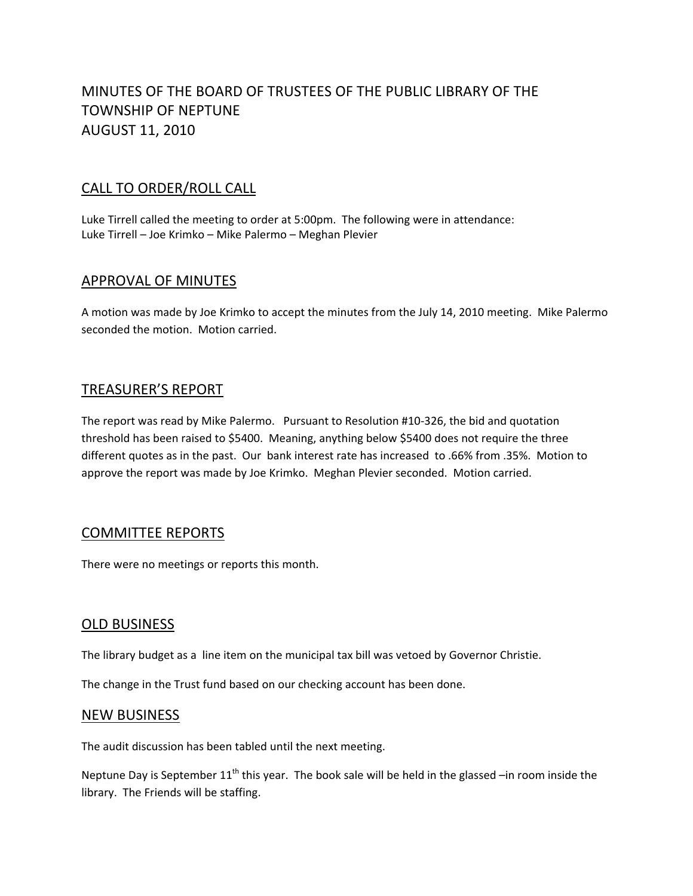# MINUTES OF THE BOARD OF TRUSTEES OF THE PUBLIC LIBRARY OF THE TOWNSHIP OF NEPTUNE
# AUGUST 11, 2010

## CALL TO ORDER/ROLL CALL

Luke Tirrell called the meeting to order at 5:00pm. The following were in attendance:
Luke Tirrell – Joe Krimko – Mike Palermo – Meghan Plevier

## APPROVAL OF MINUTES

A motion was made by Joe Krimko to accept the minutes from the July 14, 2010 meeting. Mike Palermo seconded the motion. Motion carried.

## TREASURER'S REPORT

The report was read by Mike Palermo. Pursuant to Resolution #10-326, the bid and quotation threshold has been raised to $5400. Meaning, anything below $5400 does not require the three different quotes as in the past. Our bank interest rate has increased to .66% from .35%. Motion to approve the report was made by Joe Krimko. Meghan Plevier seconded. Motion carried.

## COMMITTEE REPORTS

There were no meetings or reports this month.

## OLD BUSINESS

The library budget as a line item on the municipal tax bill was vetoed by Governor Christie.

The change in the Trust fund based on our checking account has been done.

## NEW BUSINESS

The audit discussion has been tabled until the next meeting.

Neptune Day is September 11th this year. The book sale will be held in the glassed –in room inside the library. The Friends will be staffing.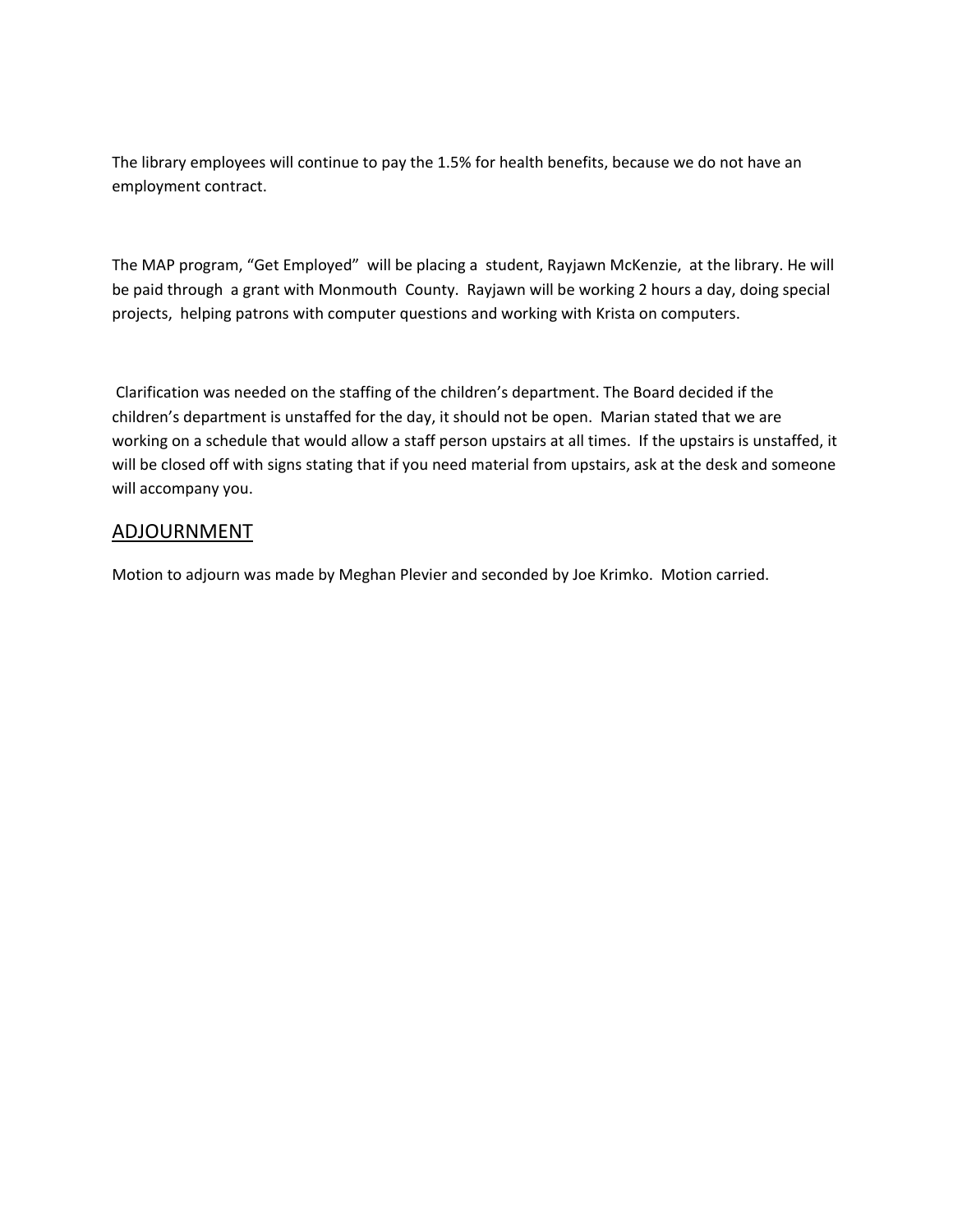The library employees will continue to pay the 1.5% for health benefits, because we do not have an employment contract.

The MAP program, "Get Employed" will be placing a student, Rayjawn McKenzie, at the library. He will be paid through a grant with Monmouth County. Rayjawn will be working 2 hours a day, doing special projects, helping patrons with computer questions and working with Krista on computers.

Clarification was needed on the staffing of the children's department. The Board decided if the children's department is unstaffed for the day, it should not be open. Marian stated that we are working on a schedule that would allow a staff person upstairs at all times. If the upstairs is unstaffed, it will be closed off with signs stating that if you need material from upstairs, ask at the desk and someone will accompany you.

## ADJOURNMENT

Motion to adjourn was made by Meghan Plevier and seconded by Joe Krimko. Motion carried.